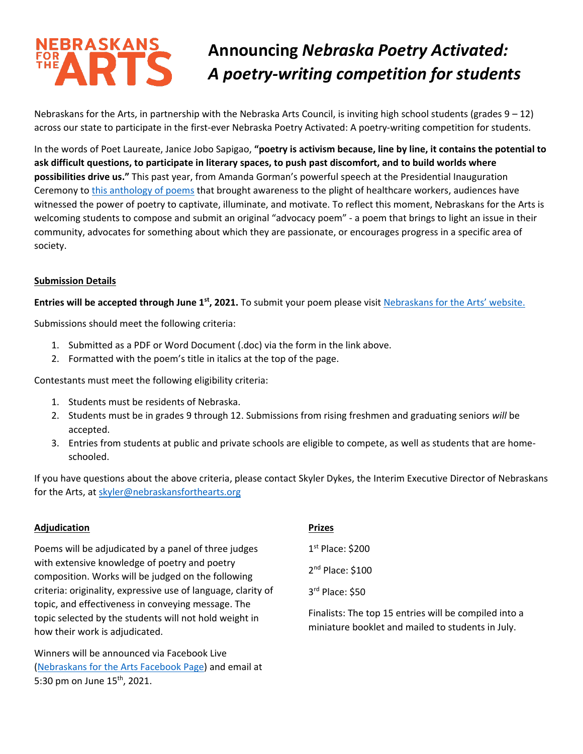# NEBRASKANS FOR THE ARTS

# Announcing *Nebraska Poetry Activated: A poetry-writing competition for students*

Nebraskans for the Arts, in partnership with the Nebraska Arts Council, is inviting high school students (grades 9 – 12) across our state to participate in the first-ever Nebraska Poetry Activated: A poetry-writing competition for students.

In the words of Poet Laureate, Janice Jobo Sapigao, **"poetry is activism because, line by line, it contains the potential to ask difficult questions, to participate in literary spaces, to push past discomfort, and to build worlds where possibilities drive us."** This past year, from Amanda Gorman's powerful speech at the Presidential Inauguration Ceremony to [this anthology of poems](#) that brought awareness to the plight of healthcare workers, audiences have witnessed the power of poetry to captivate, illuminate, and motivate. To reflect this moment, Nebraskans for the Arts is welcoming students to compose and submit an original "advocacy poem" - a poem that brings to light an issue in their community, advocates for something about which they are passionate, or encourages progress in a specific area of society.

## Submission Details

**Entries will be accepted through June 1st, 2021.** To submit your poem please visit [Nebraskans for the Arts' website.](#)

Submissions should meet the following criteria:

1. Submitted as a PDF or Word Document (.doc) via the form in the link above.
2. Formatted with the poem's title in italics at the top of the page.

Contestants must meet the following eligibility criteria:

1. Students must be residents of Nebraska.
2. Students must be in grades 9 through 12. Submissions from rising freshmen and graduating seniors *will* be accepted.
3. Entries from students at public and private schools are eligible to compete, as well as students that are home-schooled.

If you have questions about the above criteria, please contact Skyler Dykes, the Interim Executive Director of Nebraskans for the Arts, at skyler@nebraskansforthearts.org

## Adjudication

Poems will be adjudicated by a panel of three judges with extensive knowledge of poetry and poetry composition. Works will be judged on the following criteria: originality, expressive use of language, clarity of topic, and effectiveness in conveying message. The topic selected by the students will not hold weight in how their work is adjudicated.

Winners will be announced via Facebook Live ([Nebraskans for the Arts Facebook Page](#)) and email at 5:30 pm on June 15th, 2021.

## Prizes

1st Place: $200

2nd Place: $100

3rd Place: $50

Finalists: The top 15 entries will be compiled into a miniature booklet and mailed to students in July.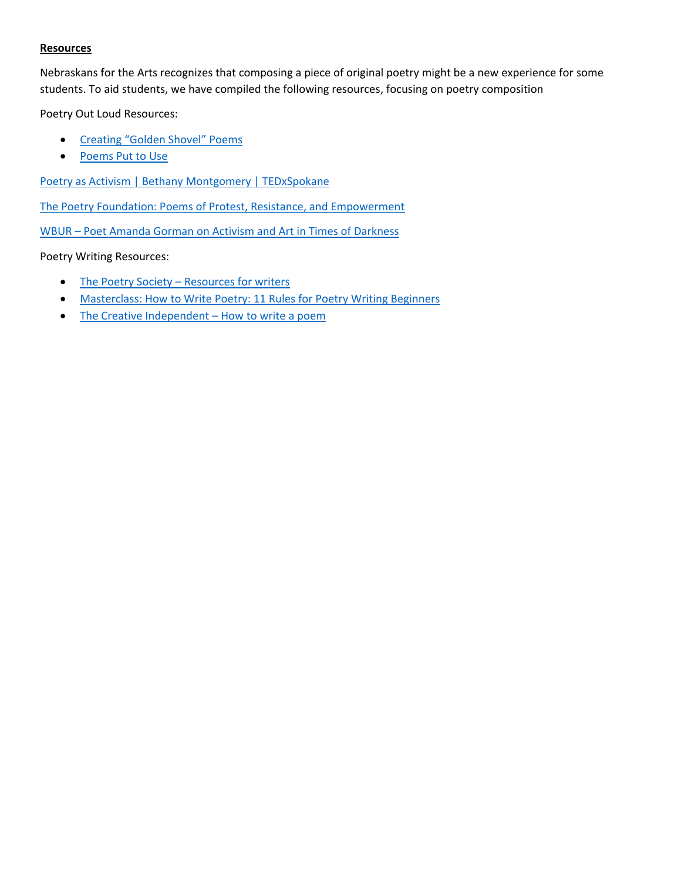**Resources**

Nebraskans for the Arts recognizes that composing a piece of original poetry might be a new experience for some students. To aid students, we have compiled the following resources, focusing on poetry composition

Poetry Out Loud Resources:

- Creating "Golden Shovel" Poems
- Poems Put to Use

Poetry as Activism | Bethany Montgomery | TEDxSpokane

The Poetry Foundation: Poems of Protest, Resistance, and Empowerment

WBUR – Poet Amanda Gorman on Activism and Art in Times of Darkness

Poetry Writing Resources:

- The Poetry Society – Resources for writers
- Masterclass: How to Write Poetry: 11 Rules for Poetry Writing Beginners
- The Creative Independent – How to write a poem